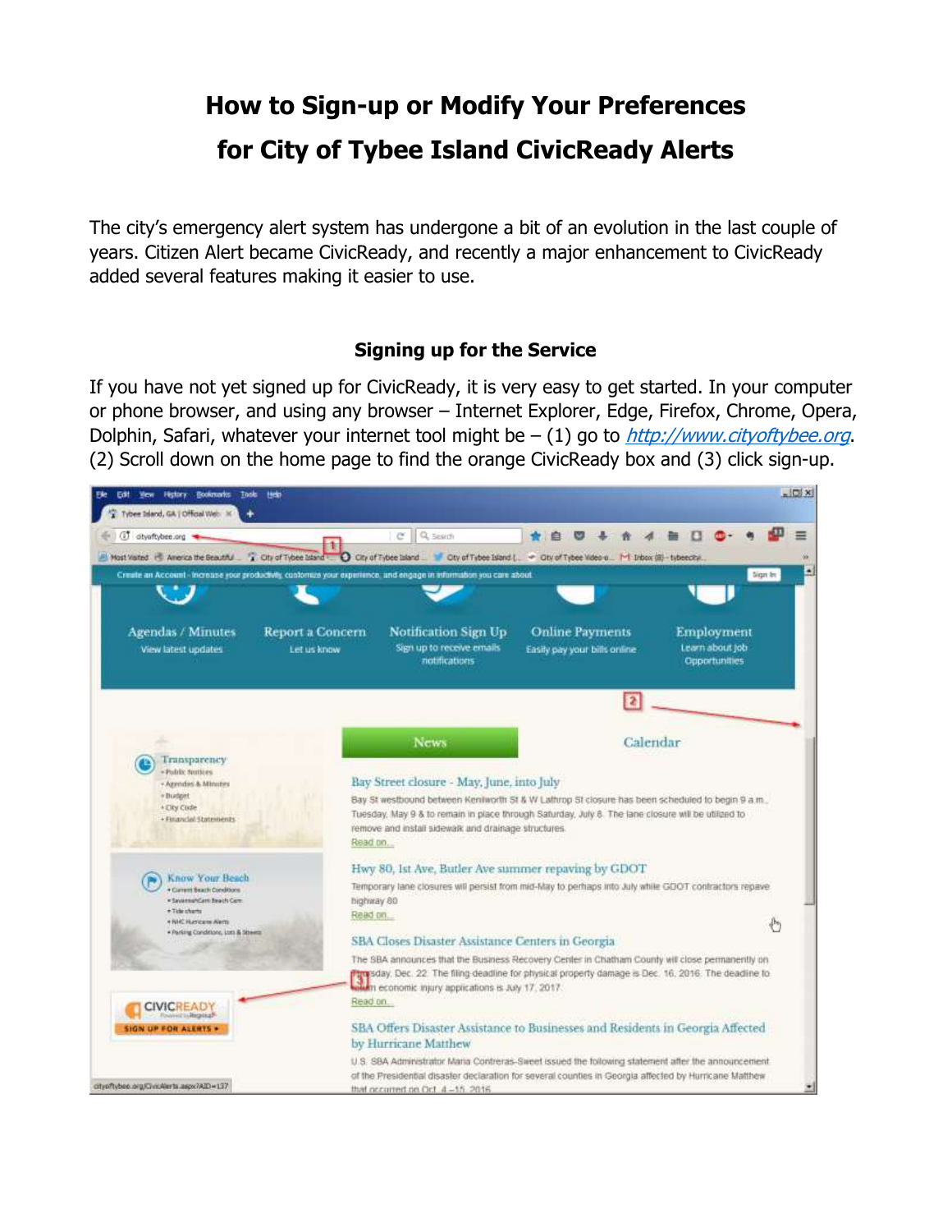# How to Sign-up or Modify Your Preferences for City of Tybee Island CivicReady Alerts

The city's emergency alert system has undergone a bit of an evolution in the last couple of years. Citizen Alert became CivicReady, and recently a major enhancement to CivicReady added several features making it easier to use.

## Signing up for the Service

If you have not yet signed up for CivicReady, it is very easy to get started. In your computer or phone browser, and using any browser – Internet Explorer, Edge, Firefox, Chrome, Opera, Dolphin, Safari, whatever your internet tool might be – (1) go to *http://www.cityoftybee.org*. (2) Scroll down on the home page to find the orange CivicReady box and (3) click sign-up.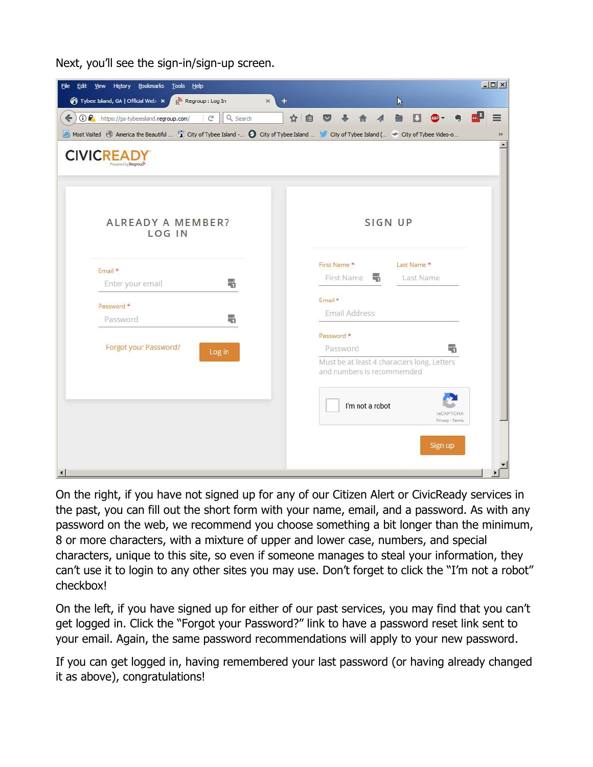Next, you'll see the sign-in/sign-up screen.

On the right, if you have not signed up for any of our Citizen Alert or CivicReady services in the past, you can fill out the short form with your name, email, and a password. As with any password on the web, we recommend you choose something a bit longer than the minimum, 8 or more characters, with a mixture of upper and lower case, numbers, and special characters, unique to this site, so even if someone manages to steal your information, they can't use it to login to any other sites you may use. Don't forget to click the "I'm not a robot" checkbox!

On the left, if you have signed up for either of our past services, you may find that you can't get logged in. Click the "Forgot your Password?" link to have a password reset link sent to your email. Again, the same password recommendations will apply to your new password.

If you can get logged in, having remembered your last password (or having already changed it as above), congratulations!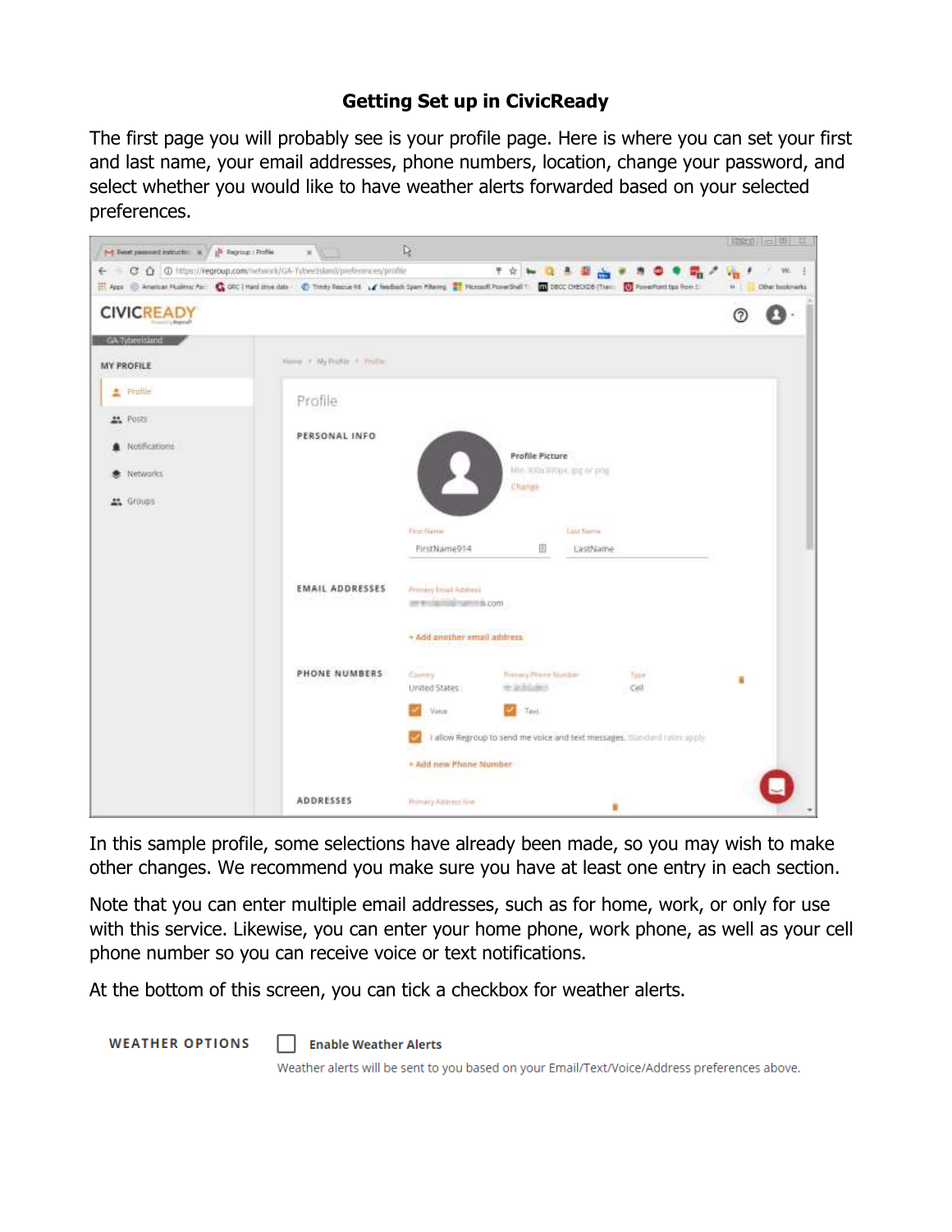# Getting Set up in CivicReady

The first page you will probably see is your profile page. Here is where you can set your first and last name, your email addresses, phone numbers, location, change your password, and select whether you would like to have weather alerts forwarded based on your selected preferences.

In this sample profile, some selections have already been made, so you may wish to make other changes. We recommend you make sure you have at least one entry in each section.

Note that you can enter multiple email addresses, such as for home, work, or only for use with this service. Likewise, you can enter your home phone, work phone, as well as your cell phone number so you can receive voice or text notifications.

At the bottom of this screen, you can tick a checkbox for weather alerts.

**WEATHER OPTIONS** ☐ **Enable Weather Alerts**

Weather alerts will be sent to you based on your Email/Text/Voice/Address preferences above.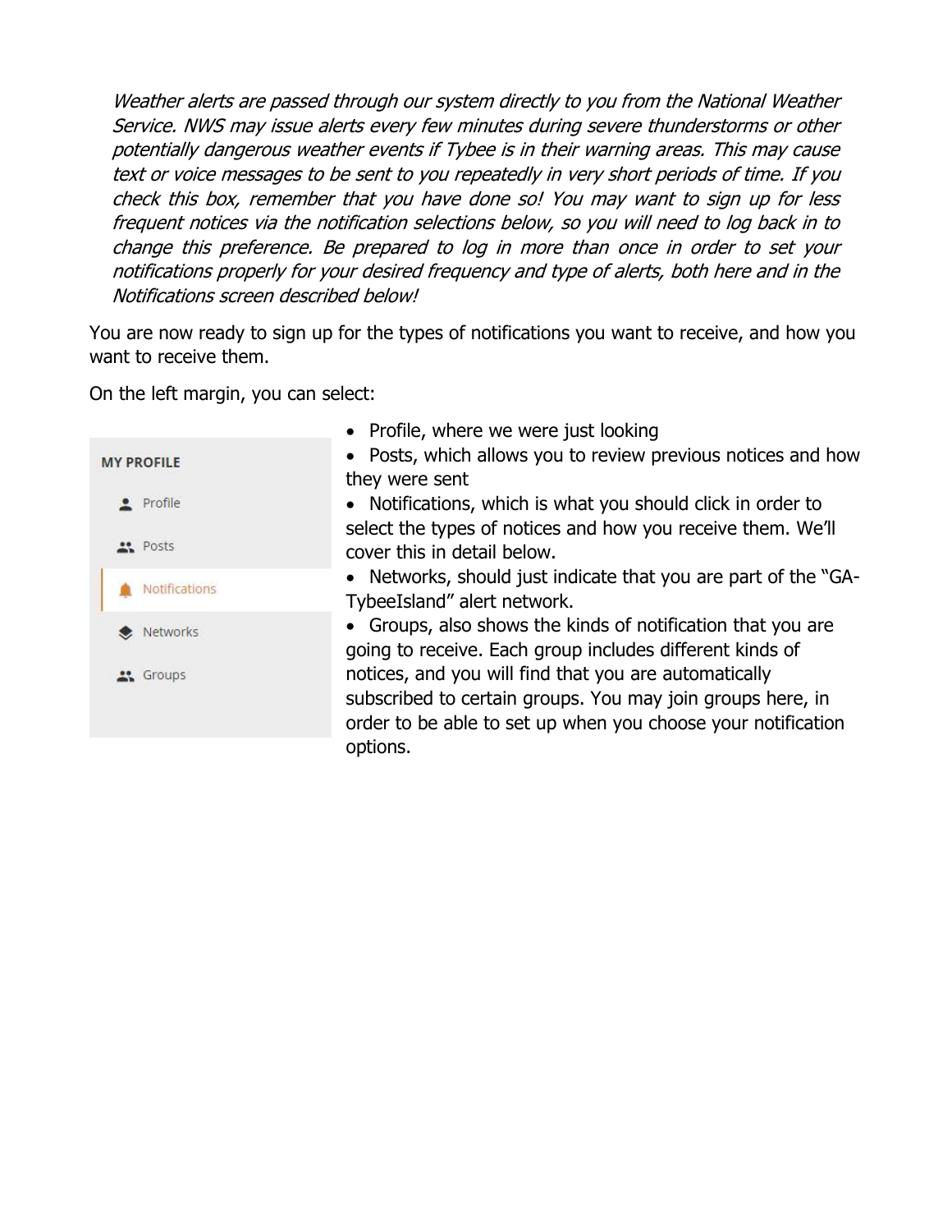*Weather alerts are passed through our system directly to you from the National Weather Service. NWS may issue alerts every few minutes during severe thunderstorms or other potentially dangerous weather events if Tybee is in their warning areas. This may cause text or voice messages to be sent to you repeatedly in very short periods of time. If you check this box, remember that you have done so! You may want to sign up for less frequent notices via the notification selections below, so you will need to log back in to change this preference. Be prepared to log in more than once in order to set your notifications properly for your desired frequency and type of alerts, both here and in the Notifications screen described below!*

You are now ready to sign up for the types of notifications you want to receive, and how you want to receive them.

On the left margin, you can select:

**MY PROFILE**

- Profile
- Posts
- Notifications
- Networks
- Groups

- Profile, where we were just looking
- Posts, which allows you to review previous notices and how they were sent
- Notifications, which is what you should click in order to select the types of notices and how you receive them. We'll cover this in detail below.
- Networks, should just indicate that you are part of the "GA-TybeeIsland" alert network.
- Groups, also shows the kinds of notification that you are going to receive. Each group includes different kinds of notices, and you will find that you are automatically subscribed to certain groups. You may join groups here, in order to be able to set up when you choose your notification options.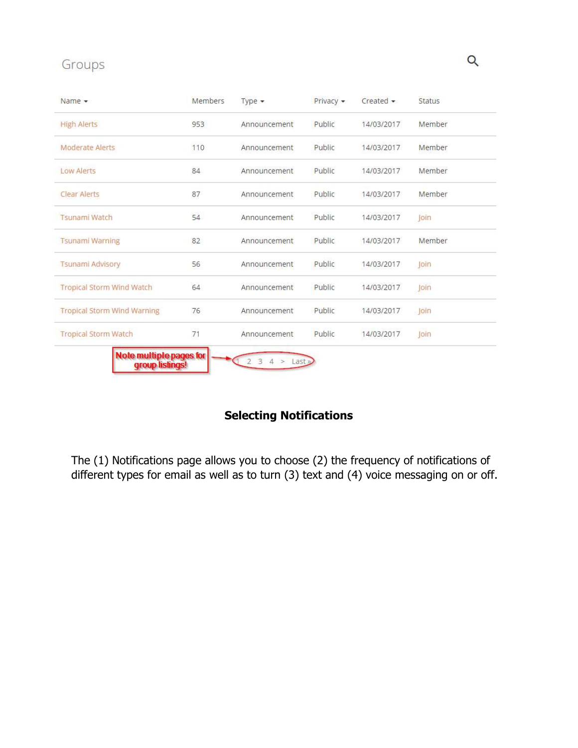Groups

| Name | Members | Type | Privacy | Created | Status |
|---|---|---|---|---|---|
| High Alerts | 953 | Announcement | Public | 14/03/2017 | Member |
| Moderate Alerts | 110 | Announcement | Public | 14/03/2017 | Member |
| Low Alerts | 84 | Announcement | Public | 14/03/2017 | Member |
| Clear Alerts | 87 | Announcement | Public | 14/03/2017 | Member |
| Tsunami Watch | 54 | Announcement | Public | 14/03/2017 | Join |
| Tsunami Warning | 82 | Announcement | Public | 14/03/2017 | Member |
| Tsunami Advisory | 56 | Announcement | Public | 14/03/2017 | Join |
| Tropical Storm Wind Watch | 64 | Announcement | Public | 14/03/2017 | Join |
| Tropical Storm Wind Warning | 76 | Announcement | Public | 14/03/2017 | Join |
| Tropical Storm Watch | 71 | Announcement | Public | 14/03/2017 | Join |

Note multiple pages for group listings! → 1 2 3 4 > Last »

## Selecting Notifications

The (1) Notifications page allows you to choose (2) the frequency of notifications of different types for email as well as to turn (3) text and (4) voice messaging on or off.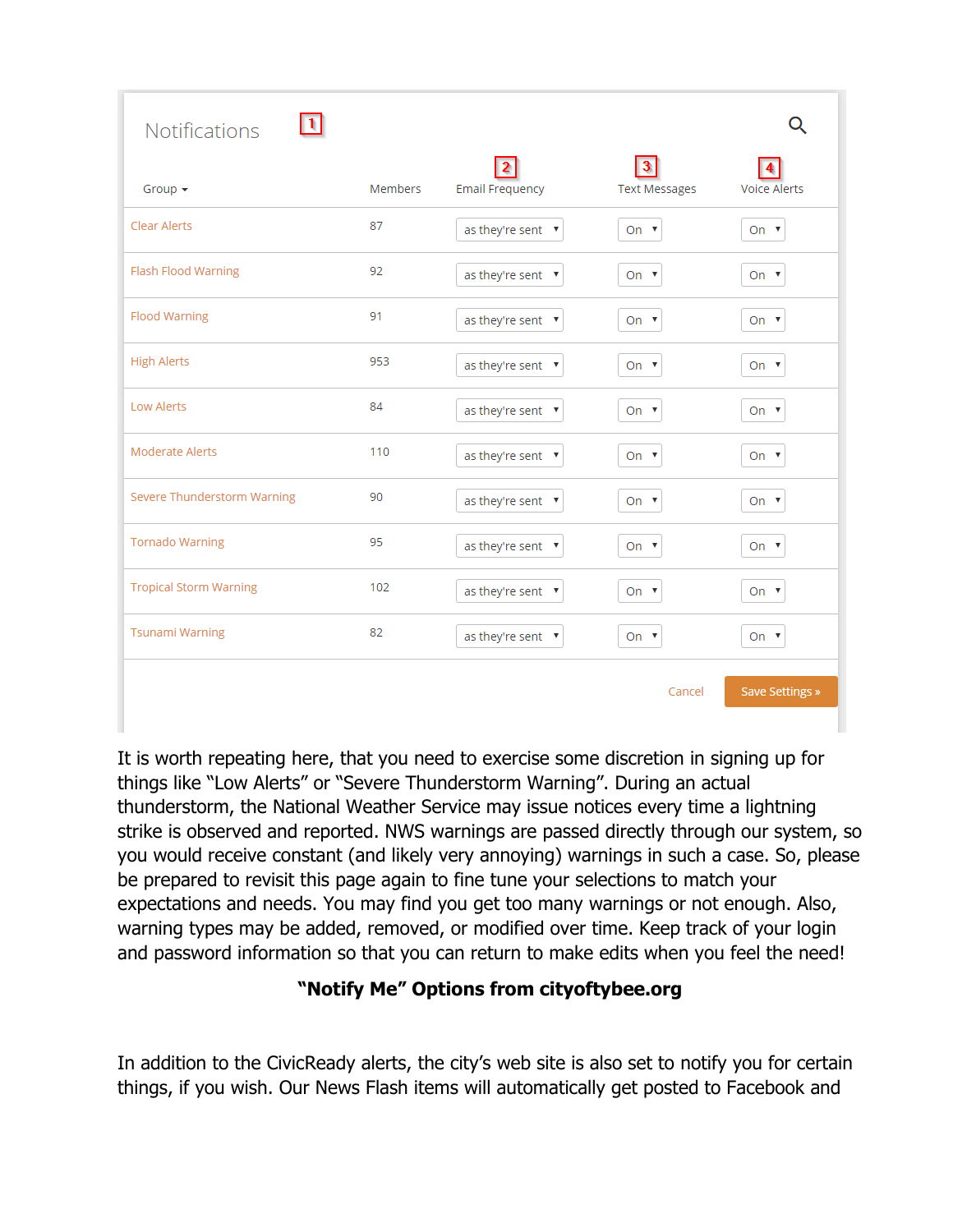Notifications 1

| Group ▾ | Members | Email Frequency 2 | Text Messages 3 | Voice Alerts 4 |
|---|---|---|---|---|
| Clear Alerts | 87 | as they're sent | On | On |
| Flash Flood Warning | 92 | as they're sent | On | On |
| Flood Warning | 91 | as they're sent | On | On |
| High Alerts | 953 | as they're sent | On | On |
| Low Alerts | 84 | as they're sent | On | On |
| Moderate Alerts | 110 | as they're sent | On | On |
| Severe Thunderstorm Warning | 90 | as they're sent | On | On |
| Tornado Warning | 95 | as they're sent | On | On |
| Tropical Storm Warning | 102 | as they're sent | On | On |
| Tsunami Warning | 82 | as they're sent | On | On |

Cancel    Save Settings »

It is worth repeating here, that you need to exercise some discretion in signing up for things like "Low Alerts" or "Severe Thunderstorm Warning". During an actual thunderstorm, the National Weather Service may issue notices every time a lightning strike is observed and reported. NWS warnings are passed directly through our system, so you would receive constant (and likely very annoying) warnings in such a case. So, please be prepared to revisit this page again to fine tune your selections to match your expectations and needs. You may find you get too many warnings or not enough. Also, warning types may be added, removed, or modified over time. Keep track of your login and password information so that you can return to make edits when you feel the need!

## "Notify Me" Options from cityoftybee.org

In addition to the CivicReady alerts, the city's web site is also set to notify you for certain things, if you wish. Our News Flash items will automatically get posted to Facebook and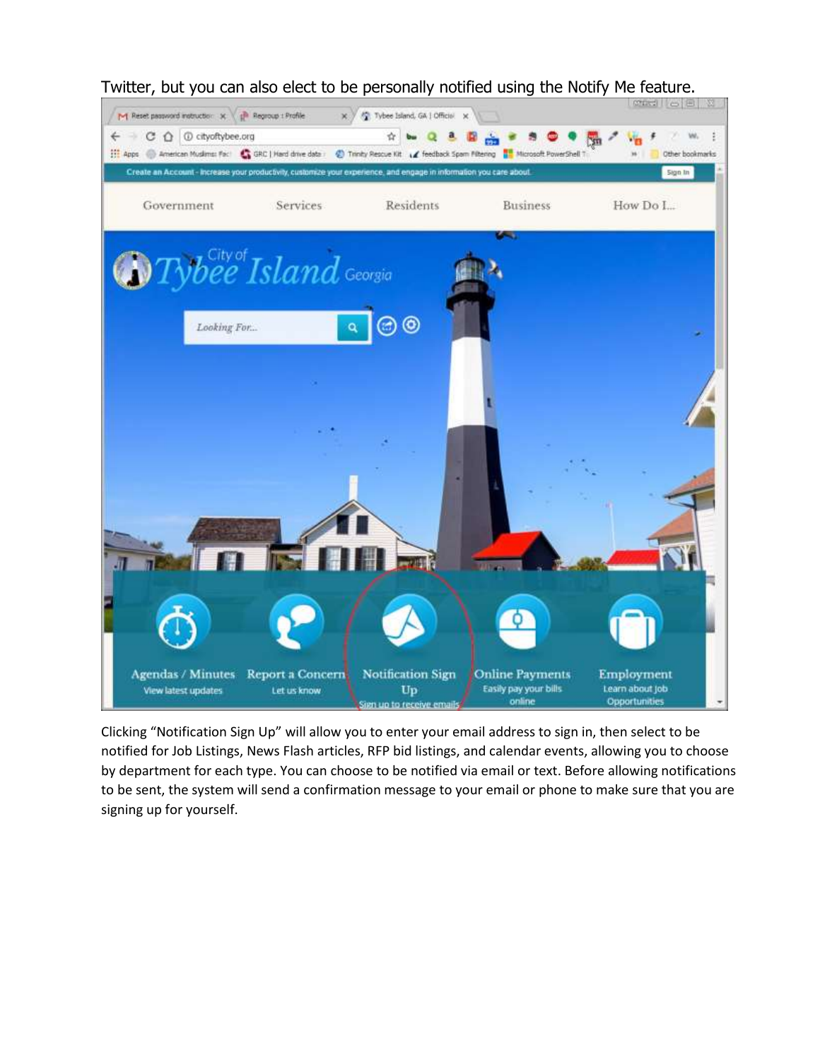Twitter, but you can also elect to be personally notified using the Notify Me feature.

Clicking "Notification Sign Up" will allow you to enter your email address to sign in, then select to be notified for Job Listings, News Flash articles, RFP bid listings, and calendar events, allowing you to choose by department for each type. You can choose to be notified via email or text. Before allowing notifications to be sent, the system will send a confirmation message to your email or phone to make sure that you are signing up for yourself.